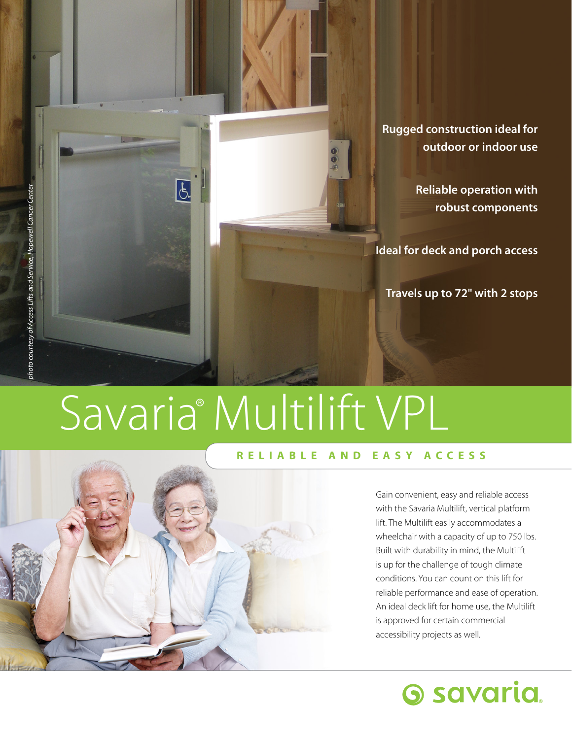*photo courtesy of Access Lifts and Service, Hopewell Cancer Center*

**Rugged construction ideal for outdoor or indoor use**

**Reliable operation with robust components**

**Ideal for deck and porch access**

**Travels up to 72" with 2 stops**

# Savaria® Multilift VPL

## RELIABLE AND EASY ACCESS

Gain convenient, easy and reliable access with the Savaria Multilift, vertical platform lift. The Multilift easily accommodates a wheelchair with a capacity of up to 750 lbs. Built with durability in mind, the Multilift is up for the challenge of tough climate conditions. You can count on this lift for reliable performance and ease of operation. An ideal deck lift for home use, the Multilift is approved for certain commercial accessibility projects as well.

savaria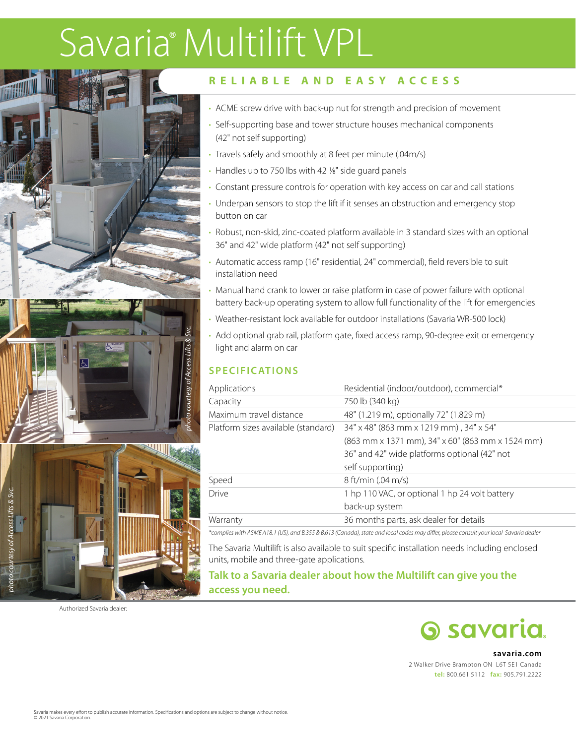# Savaria® Multilift VPL

## RELIABLE AND EASY ACCESS

- ACME screw drive with back-up nut for strength and precision of movement
- Self-supporting base and tower structure houses mechanical components (42" not self supporting)
- Travels safely and smoothly at 8 feet per minute (.04m/s)
- Handles up to 750 lbs with 42 ⅛" side guard panels
- Constant pressure controls for operation with key access on car and call stations
- Underpan sensors to stop the lift if it senses an obstruction and emergency stop button on car
- Robust, non-skid, zinc-coated platform available in 3 standard sizes with an optional 36" and 42" wide platform (42" not self supporting)
- Automatic access ramp (16" residential, 24" commercial), field reversible to suit installation need
- Manual hand crank to lower or raise platform in case of power failure with optional battery back-up operating system to allow full functionality of the lift for emergencies
- Weather-resistant lock available for outdoor installations (Savaria WR-500 lock)
- Add optional grab rail, platform gate, fixed access ramp, 90-degree exit or emergency light and alarm on car

## SPECIFICATIONS

| | |
|---|---|
| Applications | Residential (indoor/outdoor), commercial* |
| Capacity | 750 lb (340 kg) |
| Maximum travel distance | 48" (1.219 m), optionally 72" (1.829 m) |
| Platform sizes available (standard) | 34" x 48" (863 mm x 1219 mm) , 34" x 54" (863 mm x 1371 mm), 34" x 60" (863 mm x 1524 mm) 36" and 42" wide platforms optional (42" not self supporting) |
| Speed | 8 ft/min (.04 m/s) |
| Drive | 1 hp 110 VAC, or optional 1 hp 24 volt battery back-up system |
| Warranty | 36 months parts, ask dealer for details |

*\*complies with ASME A18.1 (US), and B.355 & B.613 (Canada), state and local codes may differ, please consult your local Savaria dealer*

The Savaria Multilift is also available to suit specific installation needs including enclosed units, mobile and three-gate applications.

**Talk to a Savaria dealer about how the Multilift can give you the access you need.**

*photo courtesy of Access Lifts & Svc.*

*photo courtesy of Access Lifts & Svc.*

Authorized Savaria dealer:

savaria

**savaria.com**
2 Walker Drive Brampton ON L6T 5E1 Canada
**tel:** 800.661.5112 **fax:** 905.791.2222

Savaria makes every effort to publish accurate information. Specifications and options are subject to change without notice.
© 2021 Savaria Corporation.